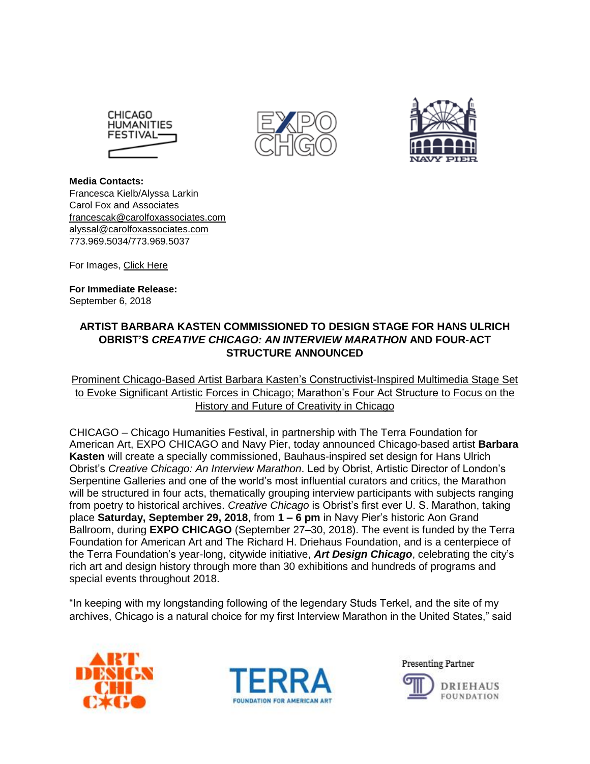**Media Contacts:**
Francesca Kielb/Alyssa Larkin
Carol Fox and Associates
francescak@carolfoxassociates.com
alyssal@carolfoxassociates.com
773.969.5034/773.969.5037

For Images, Click Here

**For Immediate Release:**
September 6, 2018

# ARTIST BARBARA KASTEN COMMISSIONED TO DESIGN STAGE FOR HANS ULRICH OBRIST'S *CREATIVE CHICAGO: AN INTERVIEW MARATHON* AND FOUR-ACT STRUCTURE ANNOUNCED

Prominent Chicago-Based Artist Barbara Kasten's Constructivist-Inspired Multimedia Stage Set to Evoke Significant Artistic Forces in Chicago; Marathon's Four Act Structure to Focus on the History and Future of Creativity in Chicago

CHICAGO – Chicago Humanities Festival, in partnership with The Terra Foundation for American Art, EXPO CHICAGO and Navy Pier, today announced Chicago-based artist **Barbara Kasten** will create a specially commissioned, Bauhaus-inspired set design for Hans Ulrich Obrist's *Creative Chicago: An Interview Marathon*. Led by Obrist, Artistic Director of London's Serpentine Galleries and one of the world's most influential curators and critics, the Marathon will be structured in four acts, thematically grouping interview participants with subjects ranging from poetry to historical archives. *Creative Chicago* is Obrist's first ever U. S. Marathon, taking place **Saturday, September 29, 2018**, from **1 – 6 pm** in Navy Pier's historic Aon Grand Ballroom, during **EXPO CHICAGO** (September 27–30, 2018). The event is funded by the Terra Foundation for American Art and The Richard H. Driehaus Foundation, and is a centerpiece of the Terra Foundation's year-long, citywide initiative, ***Art Design Chicago***, celebrating the city's rich art and design history through more than 30 exhibitions and hundreds of programs and special events throughout 2018.

"In keeping with my longstanding following of the legendary Studs Terkel, and the site of my archives, Chicago is a natural choice for my first Interview Marathon in the United States," said

Presenting Partner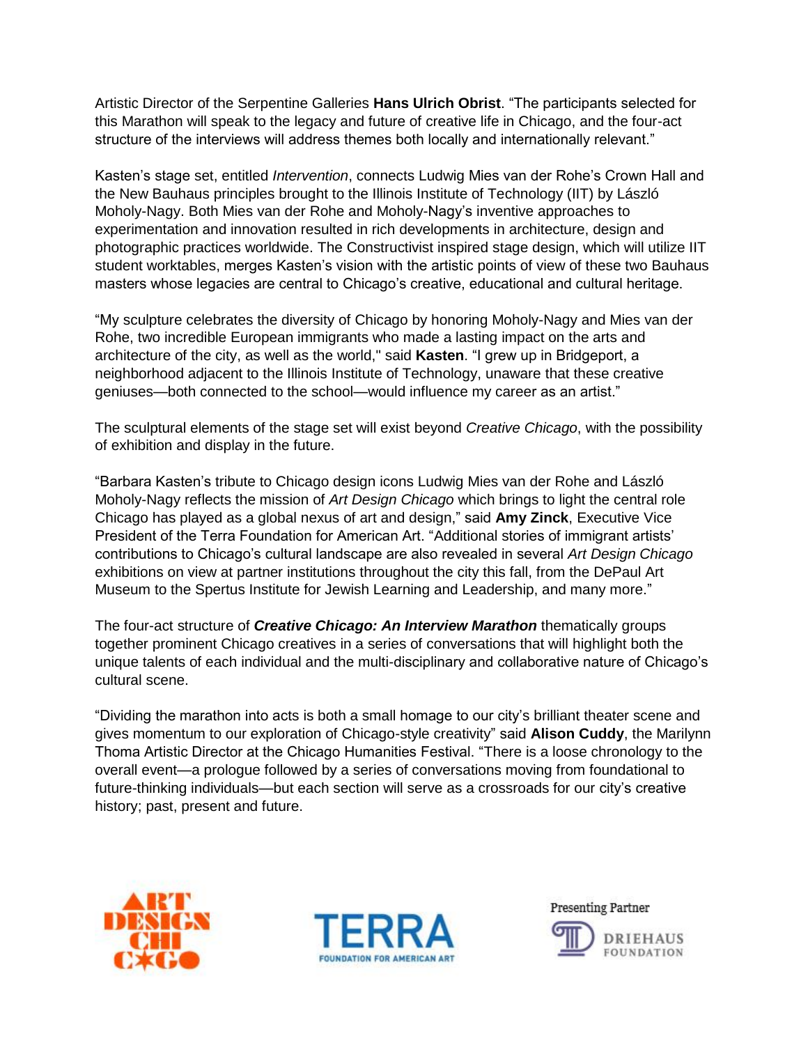Artistic Director of the Serpentine Galleries **Hans Ulrich Obrist**. "The participants selected for this Marathon will speak to the legacy and future of creative life in Chicago, and the four-act structure of the interviews will address themes both locally and internationally relevant."

Kasten's stage set, entitled *Intervention*, connects Ludwig Mies van der Rohe's Crown Hall and the New Bauhaus principles brought to the Illinois Institute of Technology (IIT) by László Moholy-Nagy. Both Mies van der Rohe and Moholy-Nagy's inventive approaches to experimentation and innovation resulted in rich developments in architecture, design and photographic practices worldwide. The Constructivist inspired stage design, which will utilize IIT student worktables, merges Kasten's vision with the artistic points of view of these two Bauhaus masters whose legacies are central to Chicago's creative, educational and cultural heritage.

"My sculpture celebrates the diversity of Chicago by honoring Moholy-Nagy and Mies van der Rohe, two incredible European immigrants who made a lasting impact on the arts and architecture of the city, as well as the world," said **Kasten**. "I grew up in Bridgeport, a neighborhood adjacent to the Illinois Institute of Technology, unaware that these creative geniuses—both connected to the school—would influence my career as an artist."

The sculptural elements of the stage set will exist beyond *Creative Chicago*, with the possibility of exhibition and display in the future.

"Barbara Kasten's tribute to Chicago design icons Ludwig Mies van der Rohe and László Moholy-Nagy reflects the mission of *Art Design Chicago* which brings to light the central role Chicago has played as a global nexus of art and design," said **Amy Zinck**, Executive Vice President of the Terra Foundation for American Art. "Additional stories of immigrant artists' contributions to Chicago's cultural landscape are also revealed in several *Art Design Chicago* exhibitions on view at partner institutions throughout the city this fall, from the DePaul Art Museum to the Spertus Institute for Jewish Learning and Leadership, and many more."

The four-act structure of ***Creative Chicago: An Interview Marathon*** thematically groups together prominent Chicago creatives in a series of conversations that will highlight both the unique talents of each individual and the multi-disciplinary and collaborative nature of Chicago's cultural scene.

"Dividing the marathon into acts is both a small homage to our city's brilliant theater scene and gives momentum to our exploration of Chicago-style creativity" said **Alison Cuddy**, the Marilynn Thoma Artistic Director at the Chicago Humanities Festival. "There is a loose chronology to the overall event—a prologue followed by a series of conversations moving from foundational to future-thinking individuals—but each section will serve as a crossroads for our city's creative history; past, present and future.

ART DESIGN CHICAGO

TERRA FOUNDATION FOR AMERICAN ART

Presenting Partner

DRIEHAUS FOUNDATION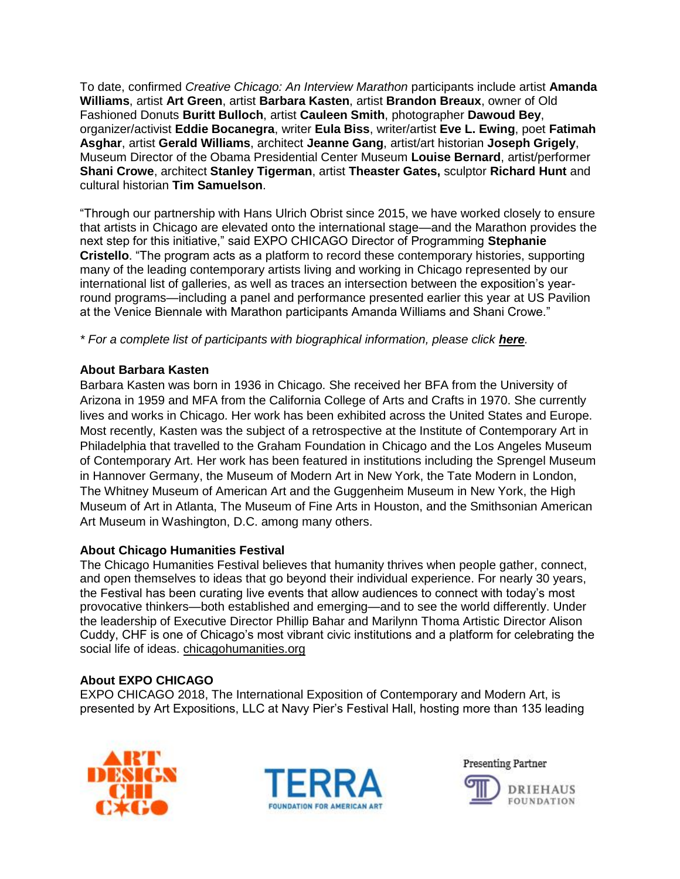To date, confirmed *Creative Chicago: An Interview Marathon* participants include artist **Amanda Williams**, artist **Art Green**, artist **Barbara Kasten**, artist **Brandon Breaux**, owner of Old Fashioned Donuts **Buritt Bulloch**, artist **Cauleen Smith**, photographer **Dawoud Bey**, organizer/activist **Eddie Bocanegra**, writer **Eula Biss**, writer/artist **Eve L. Ewing**, poet **Fatimah Asghar**, artist **Gerald Williams**, architect **Jeanne Gang**, artist/art historian **Joseph Grigely**, Museum Director of the Obama Presidential Center Museum **Louise Bernard**, artist/performer **Shani Crowe**, architect **Stanley Tigerman**, artist **Theaster Gates,** sculptor **Richard Hunt** and cultural historian **Tim Samuelson**.

"Through our partnership with Hans Ulrich Obrist since 2015, we have worked closely to ensure that artists in Chicago are elevated onto the international stage—and the Marathon provides the next step for this initiative," said EXPO CHICAGO Director of Programming **Stephanie Cristello**. "The program acts as a platform to record these contemporary histories, supporting many of the leading contemporary artists living and working in Chicago represented by our international list of galleries, as well as traces an intersection between the exposition's year-round programs—including a panel and performance presented earlier this year at US Pavilion at the Venice Biennale with Marathon participants Amanda Williams and Shani Crowe."

*\* For a complete list of participants with biographical information, please click **here**.*

**About Barbara Kasten**

Barbara Kasten was born in 1936 in Chicago. She received her BFA from the University of Arizona in 1959 and MFA from the California College of Arts and Crafts in 1970. She currently lives and works in Chicago. Her work has been exhibited across the United States and Europe. Most recently, Kasten was the subject of a retrospective at the Institute of Contemporary Art in Philadelphia that travelled to the Graham Foundation in Chicago and the Los Angeles Museum of Contemporary Art. Her work has been featured in institutions including the Sprengel Museum in Hannover Germany, the Museum of Modern Art in New York, the Tate Modern in London, The Whitney Museum of American Art and the Guggenheim Museum in New York, the High Museum of Art in Atlanta, The Museum of Fine Arts in Houston, and the Smithsonian American Art Museum in Washington, D.C. among many others.

**About Chicago Humanities Festival**

The Chicago Humanities Festival believes that humanity thrives when people gather, connect, and open themselves to ideas that go beyond their individual experience. For nearly 30 years, the Festival has been curating live events that allow audiences to connect with today's most provocative thinkers—both established and emerging—and to see the world differently. Under the leadership of Executive Director Phillip Bahar and Marilynn Thoma Artistic Director Alison Cuddy, CHF is one of Chicago's most vibrant civic institutions and a platform for celebrating the social life of ideas. chicagohumanities.org

**About EXPO CHICAGO**

EXPO CHICAGO 2018, The International Exposition of Contemporary and Modern Art, is presented by Art Expositions, LLC at Navy Pier's Festival Hall, hosting more than 135 leading

ART DESIGN CHICAGO

TERRA FOUNDATION FOR AMERICAN ART

Presenting Partner

DRIEHAUS FOUNDATION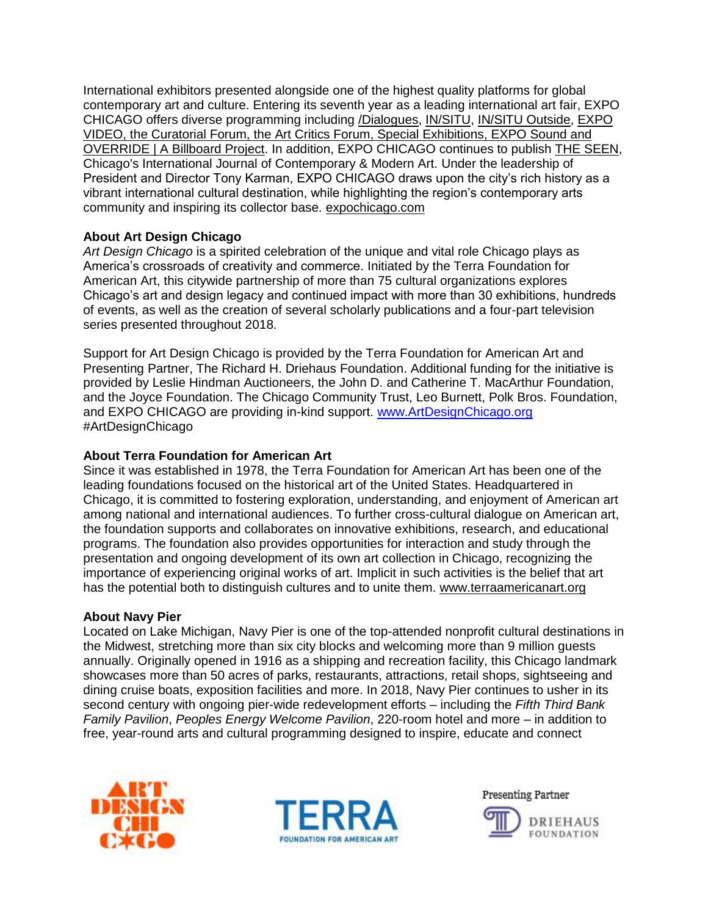International exhibitors presented alongside one of the highest quality platforms for global contemporary art and culture. Entering its seventh year as a leading international art fair, EXPO CHICAGO offers diverse programming including /Dialogues, IN/SITU, IN/SITU Outside, EXPO VIDEO, the Curatorial Forum, the Art Critics Forum, Special Exhibitions, EXPO Sound and OVERRIDE | A Billboard Project. In addition, EXPO CHICAGO continues to publish THE SEEN, Chicago's International Journal of Contemporary & Modern Art. Under the leadership of President and Director Tony Karman, EXPO CHICAGO draws upon the city's rich history as a vibrant international cultural destination, while highlighting the region's contemporary arts community and inspiring its collector base. expochicago.com

**About Art Design Chicago**

*Art Design Chicago* is a spirited celebration of the unique and vital role Chicago plays as America's crossroads of creativity and commerce. Initiated by the Terra Foundation for American Art, this citywide partnership of more than 75 cultural organizations explores Chicago's art and design legacy and continued impact with more than 30 exhibitions, hundreds of events, as well as the creation of several scholarly publications and a four-part television series presented throughout 2018.

Support for Art Design Chicago is provided by the Terra Foundation for American Art and Presenting Partner, The Richard H. Driehaus Foundation. Additional funding for the initiative is provided by Leslie Hindman Auctioneers, the John D. and Catherine T. MacArthur Foundation, and the Joyce Foundation. The Chicago Community Trust, Leo Burnett, Polk Bros. Foundation, and EXPO CHICAGO are providing in-kind support. www.ArtDesignChicago.org #ArtDesignChicago

**About Terra Foundation for American Art**

Since it was established in 1978, the Terra Foundation for American Art has been one of the leading foundations focused on the historical art of the United States. Headquartered in Chicago, it is committed to fostering exploration, understanding, and enjoyment of American art among national and international audiences. To further cross-cultural dialogue on American art, the foundation supports and collaborates on innovative exhibitions, research, and educational programs. The foundation also provides opportunities for interaction and study through the presentation and ongoing development of its own art collection in Chicago, recognizing the importance of experiencing original works of art. Implicit in such activities is the belief that art has the potential both to distinguish cultures and to unite them. www.terraamericanart.org

**About Navy Pier**

Located on Lake Michigan, Navy Pier is one of the top-attended nonprofit cultural destinations in the Midwest, stretching more than six city blocks and welcoming more than 9 million guests annually. Originally opened in 1916 as a shipping and recreation facility, this Chicago landmark showcases more than 50 acres of parks, restaurants, attractions, retail shops, sightseeing and dining cruise boats, exposition facilities and more. In 2018, Navy Pier continues to usher in its second century with ongoing pier-wide redevelopment efforts – including the *Fifth Third Bank Family Pavilion*, *Peoples Energy Welcome Pavilion*, 220-room hotel and more – in addition to free, year-round arts and cultural programming designed to inspire, educate and connect

ART DESIGN CHICAGO

TERRA FOUNDATION FOR AMERICAN ART

Presenting Partner DRIEHAUS FOUNDATION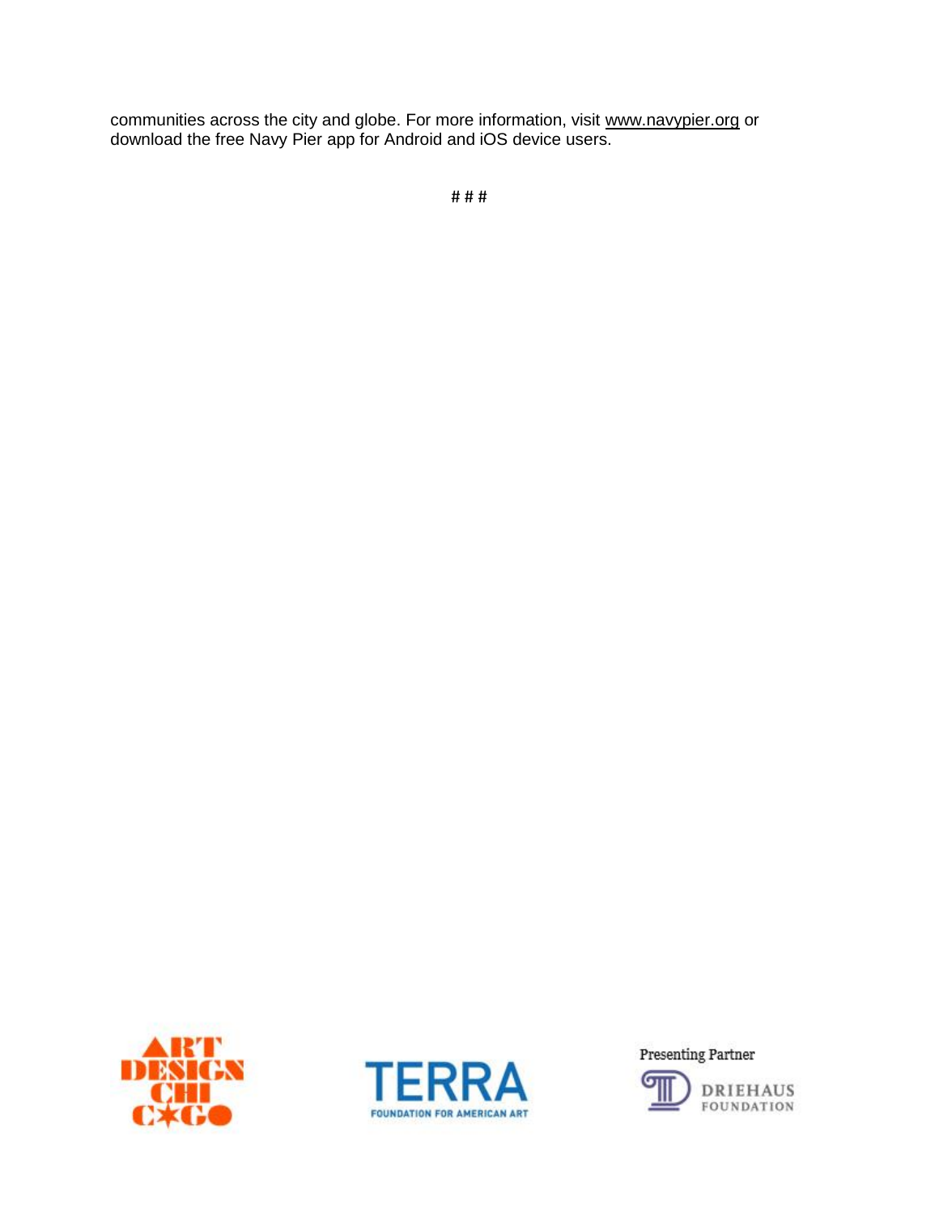communities across the city and globe. For more information, visit www.navypier.org or download the free Navy Pier app for Android and iOS device users.

# # #

ART DESIGN CHICAGO

TERRA
FOUNDATION FOR AMERICAN ART

Presenting Partner
DRIEHAUS FOUNDATION